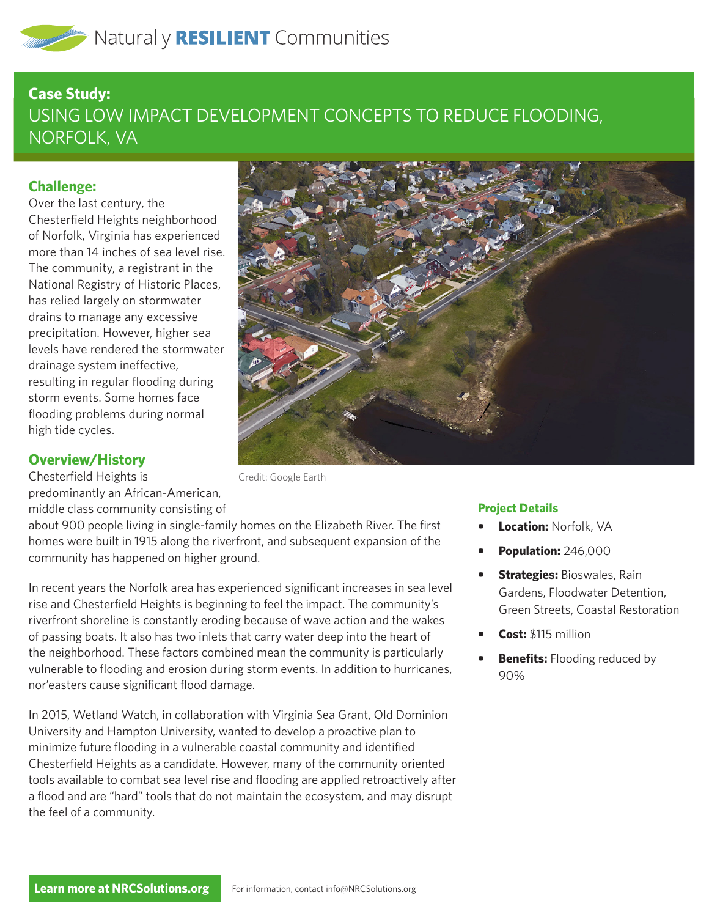Naturally **RESILIENT** Communities

# Case Study:

## USING LOW IMPACT DEVELOPMENT CONCEPTS TO REDUCE FLOODING, NORFOLK, VA

### Challenge:

Over the last century, the Chesterfield Heights neighborhood of Norfolk, Virginia has experienced more than 14 inches of sea level rise. The community, a registrant in the National Registry of Historic Places, has relied largely on stormwater drains to manage any excessive precipitation. However, higher sea levels have rendered the stormwater drainage system ineffective, resulting in regular flooding during storm events. Some homes face flooding problems during normal high tide cycles.

Credit: Google Earth

### Overview/History

Chesterfield Heights is predominantly an African-American, middle class community consisting of about 900 people living in single-family homes on the Elizabeth River. The first homes were built in 1915 along the riverfront, and subsequent expansion of the community has happened on higher ground.

In recent years the Norfolk area has experienced significant increases in sea level rise and Chesterfield Heights is beginning to feel the impact. The community's riverfront shoreline is constantly eroding because of wave action and the wakes of passing boats. It also has two inlets that carry water deep into the heart of the neighborhood. These factors combined mean the community is particularly vulnerable to flooding and erosion during storm events. In addition to hurricanes, nor'easters cause significant flood damage.

In 2015, Wetland Watch, in collaboration with Virginia Sea Grant, Old Dominion University and Hampton University, wanted to develop a proactive plan to minimize future flooding in a vulnerable coastal community and identified Chesterfield Heights as a candidate. However, many of the community oriented tools available to combat sea level rise and flooding are applied retroactively after a flood and are "hard" tools that do not maintain the ecosystem, and may disrupt the feel of a community.

### Project Details

- **Location:** Norfolk, VA
- **Population:** 246,000
- **Strategies:** Bioswales, Rain Gardens, Floodwater Detention, Green Streets, Coastal Restoration
- **Cost:** $115 million
- **Benefits:** Flooding reduced by 90%

**Learn more at NRCSolutions.org** For information, contact info@NRCSolutions.org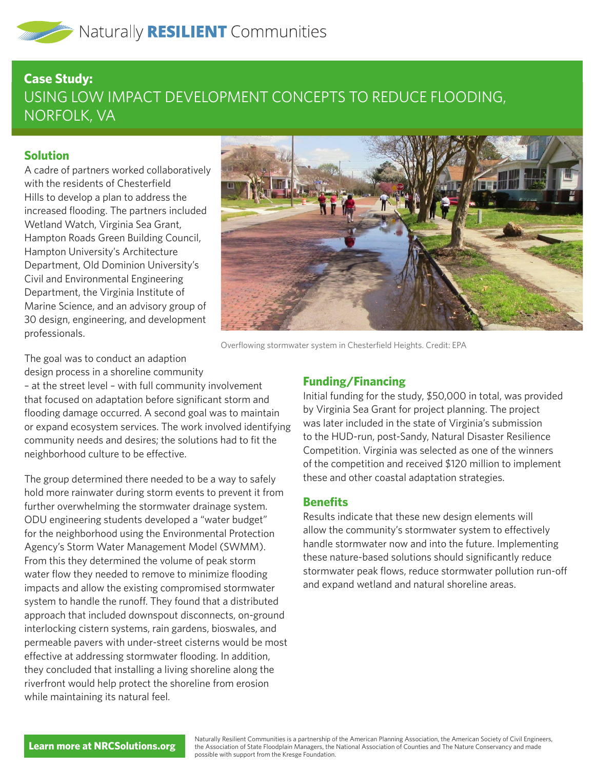Naturally **RESILIENT** Communities

## Case Study:
## USING LOW IMPACT DEVELOPMENT CONCEPTS TO REDUCE FLOODING, NORFOLK, VA

### Solution

A cadre of partners worked collaboratively with the residents of Chesterfield Hills to develop a plan to address the increased flooding. The partners included Wetland Watch, Virginia Sea Grant, Hampton Roads Green Building Council, Hampton University's Architecture Department, Old Dominion University's Civil and Environmental Engineering Department, the Virginia Institute of Marine Science, and an advisory group of 30 design, engineering, and development professionals.

Overflowing stormwater system in Chesterfield Heights. Credit: EPA

The goal was to conduct an adaption design process in a shoreline community – at the street level – with full community involvement that focused on adaptation before significant storm and flooding damage occurred. A second goal was to maintain or expand ecosystem services. The work involved identifying community needs and desires; the solutions had to fit the neighborhood culture to be effective.

The group determined there needed to be a way to safely hold more rainwater during storm events to prevent it from further overwhelming the stormwater drainage system. ODU engineering students developed a "water budget" for the neighborhood using the Environmental Protection Agency's Storm Water Management Model (SWMM). From this they determined the volume of peak storm water flow they needed to remove to minimize flooding impacts and allow the existing compromised stormwater system to handle the runoff. They found that a distributed approach that included downspout disconnects, on-ground interlocking cistern systems, rain gardens, bioswales, and permeable pavers with under-street cisterns would be most effective at addressing stormwater flooding. In addition, they concluded that installing a living shoreline along the riverfront would help protect the shoreline from erosion while maintaining its natural feel.

### Funding/Financing

Initial funding for the study, $50,000 in total, was provided by Virginia Sea Grant for project planning. The project was later included in the state of Virginia's submission to the HUD-run, post-Sandy, Natural Disaster Resilience Competition. Virginia was selected as one of the winners of the competition and received $120 million to implement these and other coastal adaptation strategies.

### Benefits

Results indicate that these new design elements will allow the community's stormwater system to effectively handle stormwater now and into the future. Implementing these nature-based solutions should significantly reduce stormwater peak flows, reduce stormwater pollution run-off and expand wetland and natural shoreline areas.

**Learn more at NRCSolutions.org**

Naturally Resilient Communities is a partnership of the American Planning Association, the American Society of Civil Engineers, the Association of State Floodplain Managers, the National Association of Counties and The Nature Conservancy and made possible with support from the Kresge Foundation.